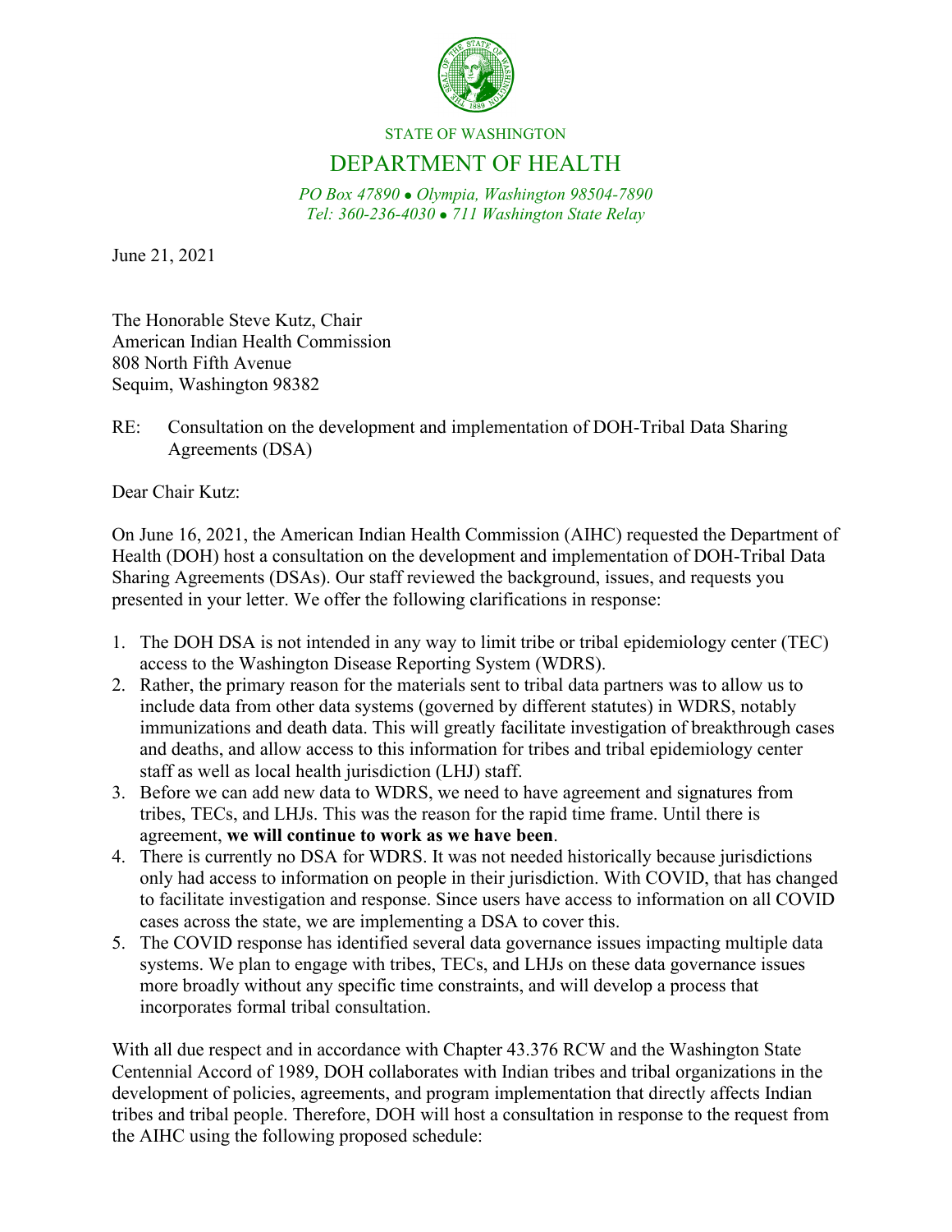STATE OF WASHINGTON

# DEPARTMENT OF HEALTH

*PO Box 47890 • Olympia, Washington 98504-7890*
*Tel: 360-236-4030 • 711 Washington State Relay*

June 21, 2021

The Honorable Steve Kutz, Chair
American Indian Health Commission
808 North Fifth Avenue
Sequim, Washington 98382

RE: Consultation on the development and implementation of DOH-Tribal Data Sharing Agreements (DSA)

Dear Chair Kutz:

On June 16, 2021, the American Indian Health Commission (AIHC) requested the Department of Health (DOH) host a consultation on the development and implementation of DOH-Tribal Data Sharing Agreements (DSAs). Our staff reviewed the background, issues, and requests you presented in your letter. We offer the following clarifications in response:

1. The DOH DSA is not intended in any way to limit tribe or tribal epidemiology center (TEC) access to the Washington Disease Reporting System (WDRS).
2. Rather, the primary reason for the materials sent to tribal data partners was to allow us to include data from other data systems (governed by different statutes) in WDRS, notably immunizations and death data. This will greatly facilitate investigation of breakthrough cases and deaths, and allow access to this information for tribes and tribal epidemiology center staff as well as local health jurisdiction (LHJ) staff.
3. Before we can add new data to WDRS, we need to have agreement and signatures from tribes, TECs, and LHJs. This was the reason for the rapid time frame. Until there is agreement, **we will continue to work as we have been**.
4. There is currently no DSA for WDRS. It was not needed historically because jurisdictions only had access to information on people in their jurisdiction. With COVID, that has changed to facilitate investigation and response. Since users have access to information on all COVID cases across the state, we are implementing a DSA to cover this.
5. The COVID response has identified several data governance issues impacting multiple data systems. We plan to engage with tribes, TECs, and LHJs on these data governance issues more broadly without any specific time constraints, and will develop a process that incorporates formal tribal consultation.

With all due respect and in accordance with Chapter 43.376 RCW and the Washington State Centennial Accord of 1989, DOH collaborates with Indian tribes and tribal organizations in the development of policies, agreements, and program implementation that directly affects Indian tribes and tribal people. Therefore, DOH will host a consultation in response to the request from the AIHC using the following proposed schedule: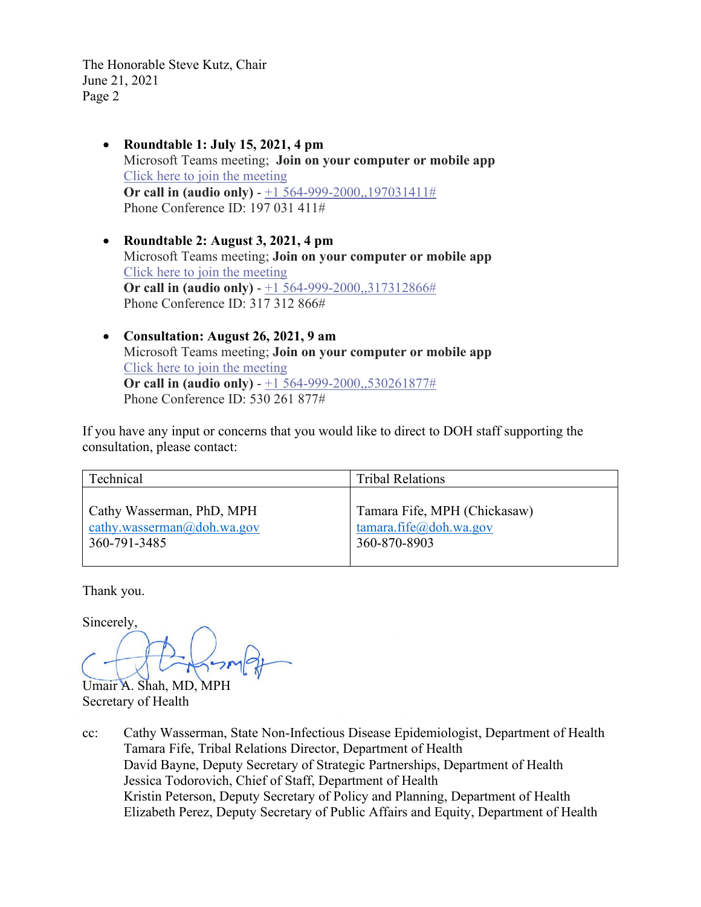The Honorable Steve Kutz, Chair
June 21, 2021
Page 2

- **Roundtable 1: July 15, 2021, 4 pm**
  Microsoft Teams meeting; **Join on your computer or mobile app**
  Click here to join the meeting
  **Or call in (audio only)** - +1 564-999-2000,,197031411#
  Phone Conference ID: 197 031 411#

- **Roundtable 2: August 3, 2021, 4 pm**
  Microsoft Teams meeting; **Join on your computer or mobile app**
  Click here to join the meeting
  **Or call in (audio only)** - +1 564-999-2000,,317312866#
  Phone Conference ID: 317 312 866#

- **Consultation: August 26, 2021, 9 am**
  Microsoft Teams meeting; **Join on your computer or mobile app**
  Click here to join the meeting
  **Or call in (audio only)** - +1 564-999-2000,,530261877#
  Phone Conference ID: 530 261 877#

If you have any input or concerns that you would like to direct to DOH staff supporting the consultation, please contact:

| Technical | Tribal Relations |
|---|---|
| Cathy Wasserman, PhD, MPH<br>cathy.wasserman@doh.wa.gov<br>360-791-3485 | Tamara Fife, MPH (Chickasaw)<br>tamara.fife@doh.wa.gov<br>360-870-8903 |

Thank you.

Sincerely,

Umair A. Shah, MD, MPH
Secretary of Health

cc: Cathy Wasserman, State Non-Infectious Disease Epidemiologist, Department of Health
Tamara Fife, Tribal Relations Director, Department of Health
David Bayne, Deputy Secretary of Strategic Partnerships, Department of Health
Jessica Todorovich, Chief of Staff, Department of Health
Kristin Peterson, Deputy Secretary of Policy and Planning, Department of Health
Elizabeth Perez, Deputy Secretary of Public Affairs and Equity, Department of Health